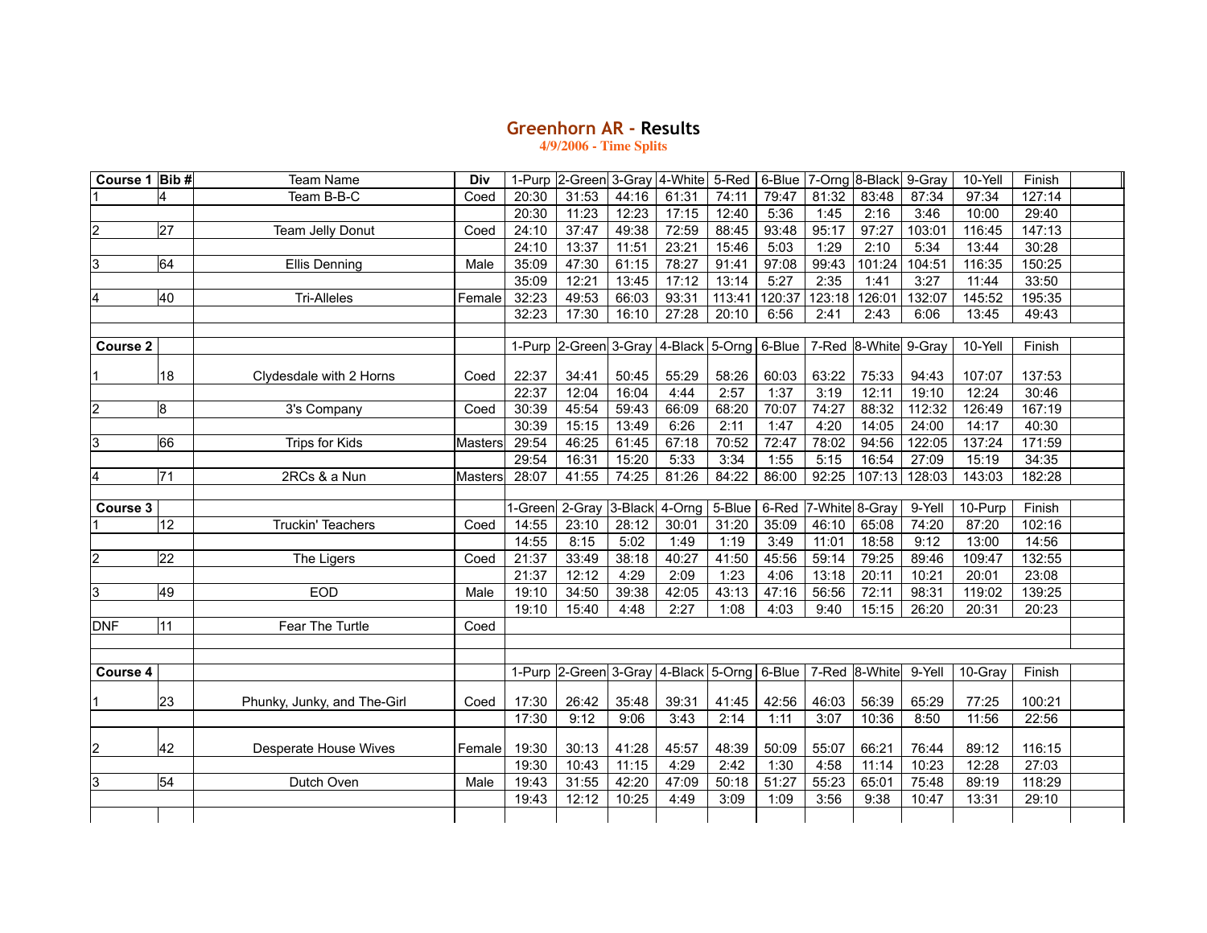# Greenhorn AR - Results

**4/9/2006 - Time Splits**

| Course 1 | Bib # | Team Name | Div | 1-Purp | 2-Green | 3-Gray | 4-White | 5-Red | 6-Blue | 7-Orng | 8-Black | 9-Gray | 10-Yell | Finish | |
|---|---|---|---|---|---|---|---|---|---|---|---|---|---|---|---|
| 1 | 4 | Team B-B-C | Coed | 20:30 | 31:53 | 44:16 | 61:31 | 74:11 | 79:47 | 81:32 | 83:48 | 87:34 | 97:34 | 127:14 | |
| | | | | 20:30 | 11:23 | 12:23 | 17:15 | 12:40 | 5:36 | 1:45 | 2:16 | 3:46 | 10:00 | 29:40 | |
| 2 | 27 | Team Jelly Donut | Coed | 24:10 | 37:47 | 49:38 | 72:59 | 88:45 | 93:48 | 95:17 | 97:27 | 103:01 | 116:45 | 147:13 | |
| | | | | 24:10 | 13:37 | 11:51 | 23:21 | 15:46 | 5:03 | 1:29 | 2:10 | 5:34 | 13:44 | 30:28 | |
| 3 | 64 | Ellis Denning | Male | 35:09 | 47:30 | 61:15 | 78:27 | 91:41 | 97:08 | 99:43 | 101:24 | 104:51 | 116:35 | 150:25 | |
| | | | | 35:09 | 12:21 | 13:45 | 17:12 | 13:14 | 5:27 | 2:35 | 1:41 | 3:27 | 11:44 | 33:50 | |
| 4 | 40 | Tri-Alleles | Female | 32:23 | 49:53 | 66:03 | 93:31 | 113:41 | 120:37 | 123:18 | 126:01 | 132:07 | 145:52 | 195:35 | |
| | | | | 32:23 | 17:30 | 16:10 | 27:28 | 20:10 | 6:56 | 2:41 | 2:43 | 6:06 | 13:45 | 49:43 | |
| | | | | | | | | | | | | | | | |
| **Course 2** | | | | 1-Purp | 2-Green | 3-Gray | 4-Black | 5-Orng | 6-Blue | 7-Red | 8-White | 9-Gray | 10-Yell | Finish | |
| 1 | 18 | Clydesdale with 2 Horns | Coed | 22:37 | 34:41 | 50:45 | 55:29 | 58:26 | 60:03 | 63:22 | 75:33 | 94:43 | 107:07 | 137:53 | |
| | | | | 22:37 | 12:04 | 16:04 | 4:44 | 2:57 | 1:37 | 3:19 | 12:11 | 19:10 | 12:24 | 30:46 | |
| 2 | 8 | 3's Company | Coed | 30:39 | 45:54 | 59:43 | 66:09 | 68:20 | 70:07 | 74:27 | 88:32 | 112:32 | 126:49 | 167:19 | |
| | | | | 30:39 | 15:15 | 13:49 | 6:26 | 2:11 | 1:47 | 4:20 | 14:05 | 24:00 | 14:17 | 40:30 | |
| 3 | 66 | Trips for Kids | Masters | 29:54 | 46:25 | 61:45 | 67:18 | 70:52 | 72:47 | 78:02 | 94:56 | 122:05 | 137:24 | 171:59 | |
| | | | | 29:54 | 16:31 | 15:20 | 5:33 | 3:34 | 1:55 | 5:15 | 16:54 | 27:09 | 15:19 | 34:35 | |
| 4 | 71 | 2RCs & a Nun | Masters | 28:07 | 41:55 | 74:25 | 81:26 | 84:22 | 86:00 | 92:25 | 107:13 | 128:03 | 143:03 | 182:28 | |
| | | | | | | | | | | | | | | | |
| **Course 3** | | | | 1-Green | 2-Gray | 3-Black | 4-Orng | 5-Blue | 6-Red | 7-White | 8-Gray | 9-Yell | 10-Purp | Finish | |
| 1 | 12 | Truckin' Teachers | Coed | 14:55 | 23:10 | 28:12 | 30:01 | 31:20 | 35:09 | 46:10 | 65:08 | 74:20 | 87:20 | 102:16 | |
| | | | | 14:55 | 8:15 | 5:02 | 1:49 | 1:19 | 3:49 | 11:01 | 18:58 | 9:12 | 13:00 | 14:56 | |
| 2 | 22 | The Ligers | Coed | 21:37 | 33:49 | 38:18 | 40:27 | 41:50 | 45:56 | 59:14 | 79:25 | 89:46 | 109:47 | 132:55 | |
| | | | | 21:37 | 12:12 | 4:29 | 2:09 | 1:23 | 4:06 | 13:18 | 20:11 | 10:21 | 20:01 | 23:08 | |
| 3 | 49 | EOD | Male | 19:10 | 34:50 | 39:38 | 42:05 | 43:13 | 47:16 | 56:56 | 72:11 | 98:31 | 119:02 | 139:25 | |
| | | | | 19:10 | 15:40 | 4:48 | 2:27 | 1:08 | 4:03 | 9:40 | 15:15 | 26:20 | 20:31 | 20:23 | |
| DNF | 11 | Fear The Turtle | Coed | | | | | | | | | | | | |
| | | | | | | | | | | | | | | | |
| **Course 4** | | | | 1-Purp | 2-Green | 3-Gray | 4-Black | 5-Orng | 6-Blue | 7-Red | 8-White | 9-Yell | 10-Gray | Finish | |
| 1 | 23 | Phunky, Junky, and The-Girl | Coed | 17:30 | 26:42 | 35:48 | 39:31 | 41:45 | 42:56 | 46:03 | 56:39 | 65:29 | 77:25 | 100:21 | |
| | | | | 17:30 | 9:12 | 9:06 | 3:43 | 2:14 | 1:11 | 3:07 | 10:36 | 8:50 | 11:56 | 22:56 | |
| 2 | 42 | Desperate House Wives | Female | 19:30 | 30:13 | 41:28 | 45:57 | 48:39 | 50:09 | 55:07 | 66:21 | 76:44 | 89:12 | 116:15 | |
| | | | | 19:30 | 10:43 | 11:15 | 4:29 | 2:42 | 1:30 | 4:58 | 11:14 | 10:23 | 12:28 | 27:03 | |
| 3 | 54 | Dutch Oven | Male | 19:43 | 31:55 | 42:20 | 47:09 | 50:18 | 51:27 | 55:23 | 65:01 | 75:48 | 89:19 | 118:29 | |
| | | | | 19:43 | 12:12 | 10:25 | 4:49 | 3:09 | 1:09 | 3:56 | 9:38 | 10:47 | 13:31 | 29:10 | |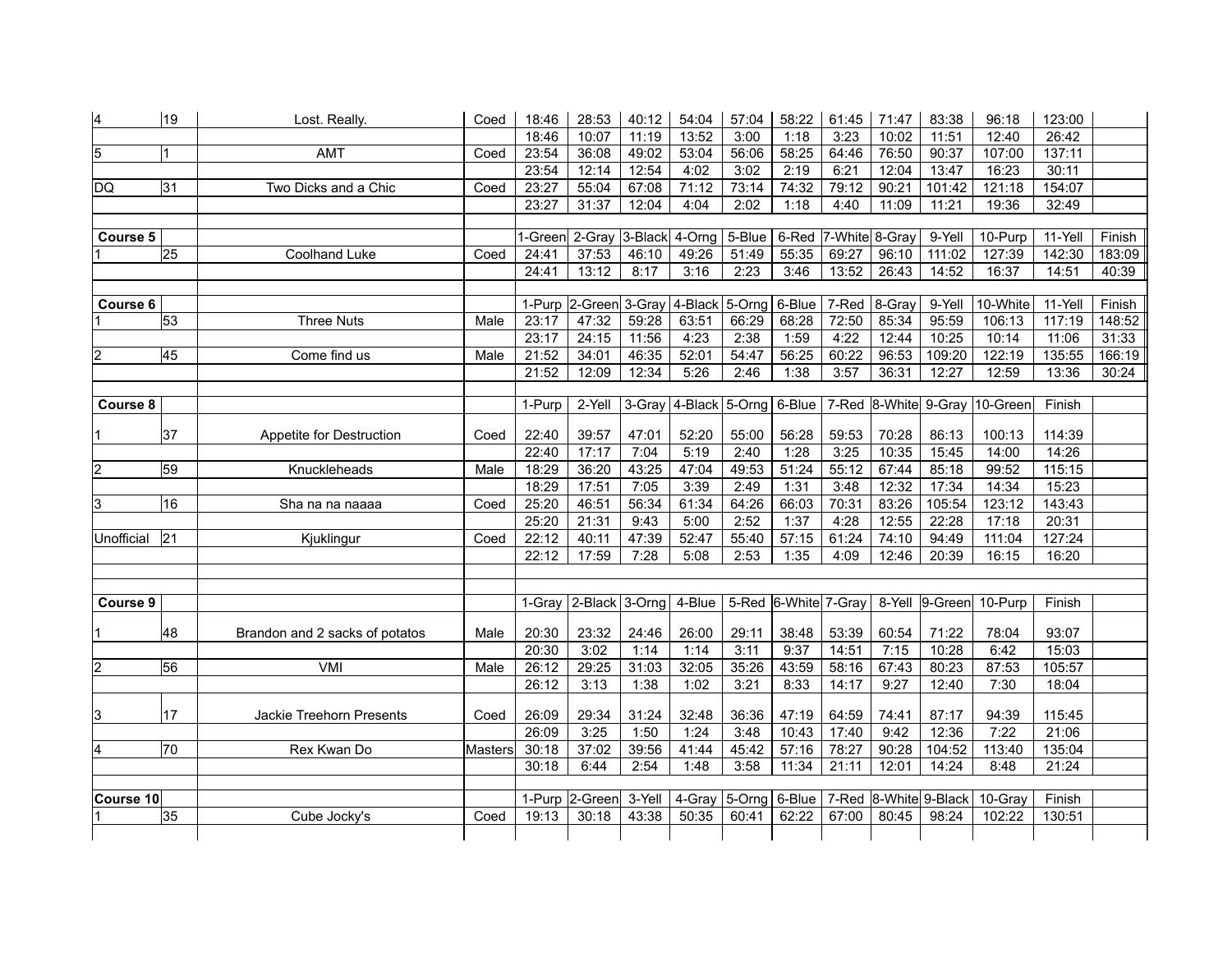| | | | | | | | | | | | | | | | |
|---|---|---|---|---|---|---|---|---|---|---|---|---|---|---|---|
| 4 | 19 | Lost. Really. | Coed | 18:46 | 28:53 | 40:12 | 54:04 | 57:04 | 58:22 | 61:45 | 71:47 | 83:38 | 96:18 | 123:00 | |
| | | | | 18:46 | 10:07 | 11:19 | 13:52 | 3:00 | 1:18 | 3:23 | 10:02 | 11:51 | 12:40 | 26:42 | |
| 5 | 1 | AMT | Coed | 23:54 | 36:08 | 49:02 | 53:04 | 56:06 | 58:25 | 64:46 | 76:50 | 90:37 | 107:00 | 137:11 | |
| | | | | 23:54 | 12:14 | 12:54 | 4:02 | 3:02 | 2:19 | 6:21 | 12:04 | 13:47 | 16:23 | 30:11 | |
| DQ | 31 | Two Dicks and a Chic | Coed | 23:27 | 55:04 | 67:08 | 71:12 | 73:14 | 74:32 | 79:12 | 90:21 | 101:42 | 121:18 | 154:07 | |
| | | | | 23:27 | 31:37 | 12:04 | 4:04 | 2:02 | 1:18 | 4:40 | 11:09 | 11:21 | 19:36 | 32:49 | |
| | | | | | | | | | | | | | | | |
| **Course 5** | | | | 1-Green | 2-Gray | 3-Black | 4-Orng | 5-Blue | 6-Red | 7-White | 8-Gray | 9-Yell | 10-Purp | 11-Yell | Finish |
| 1 | 25 | Coolhand Luke | Coed | 24:41 | 37:53 | 46:10 | 49:26 | 51:49 | 55:35 | 69:27 | 96:10 | 111:02 | 127:39 | 142:30 | 183:09 |
| | | | | 24:41 | 13:12 | 8:17 | 3:16 | 2:23 | 3:46 | 13:52 | 26:43 | 14:52 | 16:37 | 14:51 | 40:39 |
| | | | | | | | | | | | | | | | |
| **Course 6** | | | | 1-Purp | 2-Green | 3-Gray | 4-Black | 5-Orng | 6-Blue | 7-Red | 8-Gray | 9-Yell | 10-White | 11-Yell | Finish |
| 1 | 53 | Three Nuts | Male | 23:17 | 47:32 | 59:28 | 63:51 | 66:29 | 68:28 | 72:50 | 85:34 | 95:59 | 106:13 | 117:19 | 148:52 |
| | | | | 23:17 | 24:15 | 11:56 | 4:23 | 2:38 | 1:59 | 4:22 | 12:44 | 10:25 | 10:14 | 11:06 | 31:33 |
| 2 | 45 | Come find us | Male | 21:52 | 34:01 | 46:35 | 52:01 | 54:47 | 56:25 | 60:22 | 96:53 | 109:20 | 122:19 | 135:55 | 166:19 |
| | | | | 21:52 | 12:09 | 12:34 | 5:26 | 2:46 | 1:38 | 3:57 | 36:31 | 12:27 | 12:59 | 13:36 | 30:24 |
| | | | | | | | | | | | | | | | |
| **Course 8** | | | | 1-Purp | 2-Yell | 3-Gray | 4-Black | 5-Orng | 6-Blue | 7-Red | 8-White | 9-Gray | 10-Green | Finish | |
| 1 | 37 | Appetite for Destruction | Coed | 22:40 | 39:57 | 47:01 | 52:20 | 55:00 | 56:28 | 59:53 | 70:28 | 86:13 | 100:13 | 114:39 | |
| | | | | 22:40 | 17:17 | 7:04 | 5:19 | 2:40 | 1:28 | 3:25 | 10:35 | 15:45 | 14:00 | 14:26 | |
| 2 | 59 | Knuckleheads | Male | 18:29 | 36:20 | 43:25 | 47:04 | 49:53 | 51:24 | 55:12 | 67:44 | 85:18 | 99:52 | 115:15 | |
| | | | | 18:29 | 17:51 | 7:05 | 3:39 | 2:49 | 1:31 | 3:48 | 12:32 | 17:34 | 14:34 | 15:23 | |
| 3 | 16 | Sha na na naaaa | Coed | 25:20 | 46:51 | 56:34 | 61:34 | 64:26 | 66:03 | 70:31 | 83:26 | 105:54 | 123:12 | 143:43 | |
| | | | | 25:20 | 21:31 | 9:43 | 5:00 | 2:52 | 1:37 | 4:28 | 12:55 | 22:28 | 17:18 | 20:31 | |
| Unofficial | 21 | Kjuklingur | Coed | 22:12 | 40:11 | 47:39 | 52:47 | 55:40 | 57:15 | 61:24 | 74:10 | 94:49 | 111:04 | 127:24 | |
| | | | | 22:12 | 17:59 | 7:28 | 5:08 | 2:53 | 1:35 | 4:09 | 12:46 | 20:39 | 16:15 | 16:20 | |
| | | | | | | | | | | | | | | | |
| **Course 9** | | | | 1-Gray | 2-Black | 3-Orng | 4-Blue | 5-Red | 6-White | 7-Gray | 8-Yell | 9-Green | 10-Purp | Finish | |
| 1 | 48 | Brandon and 2 sacks of potatos | Male | 20:30 | 23:32 | 24:46 | 26:00 | 29:11 | 38:48 | 53:39 | 60:54 | 71:22 | 78:04 | 93:07 | |
| | | | | 20:30 | 3:02 | 1:14 | 1:14 | 3:11 | 9:37 | 14:51 | 7:15 | 10:28 | 6:42 | 15:03 | |
| 2 | 56 | VMI | Male | 26:12 | 29:25 | 31:03 | 32:05 | 35:26 | 43:59 | 58:16 | 67:43 | 80:23 | 87:53 | 105:57 | |
| | | | | 26:12 | 3:13 | 1:38 | 1:02 | 3:21 | 8:33 | 14:17 | 9:27 | 12:40 | 7:30 | 18:04 | |
| 3 | 17 | Jackie Treehorn Presents | Coed | 26:09 | 29:34 | 31:24 | 32:48 | 36:36 | 47:19 | 64:59 | 74:41 | 87:17 | 94:39 | 115:45 | |
| | | | | 26:09 | 3:25 | 1:50 | 1:24 | 3:48 | 10:43 | 17:40 | 9:42 | 12:36 | 7:22 | 21:06 | |
| 4 | 70 | Rex Kwan Do | Masters | 30:18 | 37:02 | 39:56 | 41:44 | 45:42 | 57:16 | 78:27 | 90:28 | 104:52 | 113:40 | 135:04 | |
| | | | | 30:18 | 6:44 | 2:54 | 1:48 | 3:58 | 11:34 | 21:11 | 12:01 | 14:24 | 8:48 | 21:24 | |
| | | | | | | | | | | | | | | | |
| **Course 10** | | | | 1-Purp | 2-Green | 3-Yell | 4-Gray | 5-Orng | 6-Blue | 7-Red | 8-White | 9-Black | 10-Gray | Finish | |
| 1 | 35 | Cube Jocky's | Coed | 19:13 | 30:18 | 43:38 | 50:35 | 60:41 | 62:22 | 67:00 | 80:45 | 98:24 | 102:22 | 130:51 | |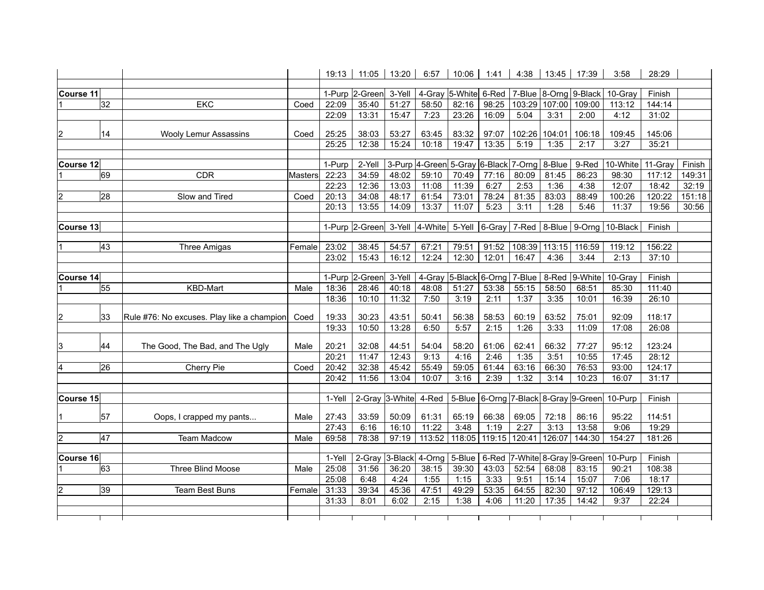| | | | | | | | | | | | | | | | |
|---|---|---|---|---|---|---|---|---|---|---|---|---|---|---|---|
| | | | | 19:13 | 11:05 | 13:20 | 6:57 | 10:06 | 1:41 | 4:38 | 13:45 | 17:39 | 3:58 | 28:29 | |
| | | | | | | | | | | | | | | | |
| **Course 11** | | | | 1-Purp | 2-Green | 3-Yell | 4-Gray | 5-White | 6-Red | 7-Blue | 8-Orng | 9-Black | 10-Gray | Finish | |
| 1 | 32 | EKC | Coed | 22:09 | 35:40 | 51:27 | 58:50 | 82:16 | 98:25 | 103:29 | 107:00 | 109:00 | 113:12 | 144:14 | |
| | | | | 22:09 | 13:31 | 15:47 | 7:23 | 23:26 | 16:09 | 5:04 | 3:31 | 2:00 | 4:12 | 31:02 | |
| 2 | 14 | Wooly Lemur Assassins | Coed | 25:25 | 38:03 | 53:27 | 63:45 | 83:32 | 97:07 | 102:26 | 104:01 | 106:18 | 109:45 | 145:06 | |
| | | | | 25:25 | 12:38 | 15:24 | 10:18 | 19:47 | 13:35 | 5:19 | 1:35 | 2:17 | 3:27 | 35:21 | |
| | | | | | | | | | | | | | | | |
| **Course 12** | | | | 1-Purp | 2-Yell | 3-Purp | 4-Green | 5-Gray | 6-Black | 7-Orng | 8-Blue | 9-Red | 10-White | 11-Gray | Finish |
| 1 | 69 | CDR | Masters | 22:23 | 34:59 | 48:02 | 59:10 | 70:49 | 77:16 | 80:09 | 81:45 | 86:23 | 98:30 | 117:12 | 149:31 |
| | | | | 22:23 | 12:36 | 13:03 | 11:08 | 11:39 | 6:27 | 2:53 | 1:36 | 4:38 | 12:07 | 18:42 | 32:19 |
| 2 | 28 | Slow and Tired | Coed | 20:13 | 34:08 | 48:17 | 61:54 | 73:01 | 78:24 | 81:35 | 83:03 | 88:49 | 100:26 | 120:22 | 151:18 |
| | | | | 20:13 | 13:55 | 14:09 | 13:37 | 11:07 | 5:23 | 3:11 | 1:28 | 5:46 | 11:37 | 19:56 | 30:56 |
| | | | | | | | | | | | | | | | |
| **Course 13** | | | | 1-Purp | 2-Green | 3-Yell | 4-White | 5-Yell | 6-Gray | 7-Red | 8-Blue | 9-Orng | 10-Black | Finish | |
| 1 | 43 | Three Amigas | Female | 23:02 | 38:45 | 54:57 | 67:21 | 79:51 | 91:52 | 108:39 | 113:15 | 116:59 | 119:12 | 156:22 | |
| | | | | 23:02 | 15:43 | 16:12 | 12:24 | 12:30 | 12:01 | 16:47 | 4:36 | 3:44 | 2:13 | 37:10 | |
| | | | | | | | | | | | | | | | |
| **Course 14** | | | | 1-Purp | 2-Green | 3-Yell | 4-Gray | 5-Black | 6-Orng | 7-Blue | 8-Red | 9-White | 10-Gray | Finish | |
| 1 | 55 | KBD-Mart | Male | 18:36 | 28:46 | 40:18 | 48:08 | 51:27 | 53:38 | 55:15 | 58:50 | 68:51 | 85:30 | 111:40 | |
| | | | | 18:36 | 10:10 | 11:32 | 7:50 | 3:19 | 2:11 | 1:37 | 3:35 | 10:01 | 16:39 | 26:10 | |
| 2 | 33 | Rule #76: No excuses. Play like a champion | Coed | 19:33 | 30:23 | 43:51 | 50:41 | 56:38 | 58:53 | 60:19 | 63:52 | 75:01 | 92:09 | 118:17 | |
| | | | | 19:33 | 10:50 | 13:28 | 6:50 | 5:57 | 2:15 | 1:26 | 3:33 | 11:09 | 17:08 | 26:08 | |
| 3 | 44 | The Good, The Bad, and The Ugly | Male | 20:21 | 32:08 | 44:51 | 54:04 | 58:20 | 61:06 | 62:41 | 66:32 | 77:27 | 95:12 | 123:24 | |
| | | | | 20:21 | 11:47 | 12:43 | 9:13 | 4:16 | 2:46 | 1:35 | 3:51 | 10:55 | 17:45 | 28:12 | |
| 4 | 26 | Cherry Pie | Coed | 20:42 | 32:38 | 45:42 | 55:49 | 59:05 | 61:44 | 63:16 | 66:30 | 76:53 | 93:00 | 124:17 | |
| | | | | 20:42 | 11:56 | 13:04 | 10:07 | 3:16 | 2:39 | 1:32 | 3:14 | 10:23 | 16:07 | 31:17 | |
| | | | | | | | | | | | | | | | |
| **Course 15** | | | | 1-Yell | 2-Gray | 3-White | 4-Red | 5-Blue | 6-Orng | 7-Black | 8-Gray | 9-Green | 10-Purp | Finish | |
| 1 | 57 | Oops, I crapped my pants... | Male | 27:43 | 33:59 | 50:09 | 61:31 | 65:19 | 66:38 | 69:05 | 72:18 | 86:16 | 95:22 | 114:51 | |
| | | | | 27:43 | 6:16 | 16:10 | 11:22 | 3:48 | 1:19 | 2:27 | 3:13 | 13:58 | 9:06 | 19:29 | |
| 2 | 47 | Team Madcow | Male | 69:58 | 78:38 | 97:19 | 113:52 | 118:05 | 119:15 | 120:41 | 126:07 | 144:30 | 154:27 | 181:26 | |
| | | | | | | | | | | | | | | | |
| **Course 16** | | | | 1-Yell | 2-Gray | 3-Black | 4-Orng | 5-Blue | 6-Red | 7-White | 8-Gray | 9-Green | 10-Purp | Finish | |
| 1 | 63 | Three Blind Moose | Male | 25:08 | 31:56 | 36:20 | 38:15 | 39:30 | 43:03 | 52:54 | 68:08 | 83:15 | 90:21 | 108:38 | |
| | | | | 25:08 | 6:48 | 4:24 | 1:55 | 1:15 | 3:33 | 9:51 | 15:14 | 15:07 | 7:06 | 18:17 | |
| 2 | 39 | Team Best Buns | Female | 31:33 | 39:34 | 45:36 | 47:51 | 49:29 | 53:35 | 64:55 | 82:30 | 97:12 | 106:49 | 129:13 | |
| | | | | 31:33 | 8:01 | 6:02 | 2:15 | 1:38 | 4:06 | 11:20 | 17:35 | 14:42 | 9:37 | 22:24 | |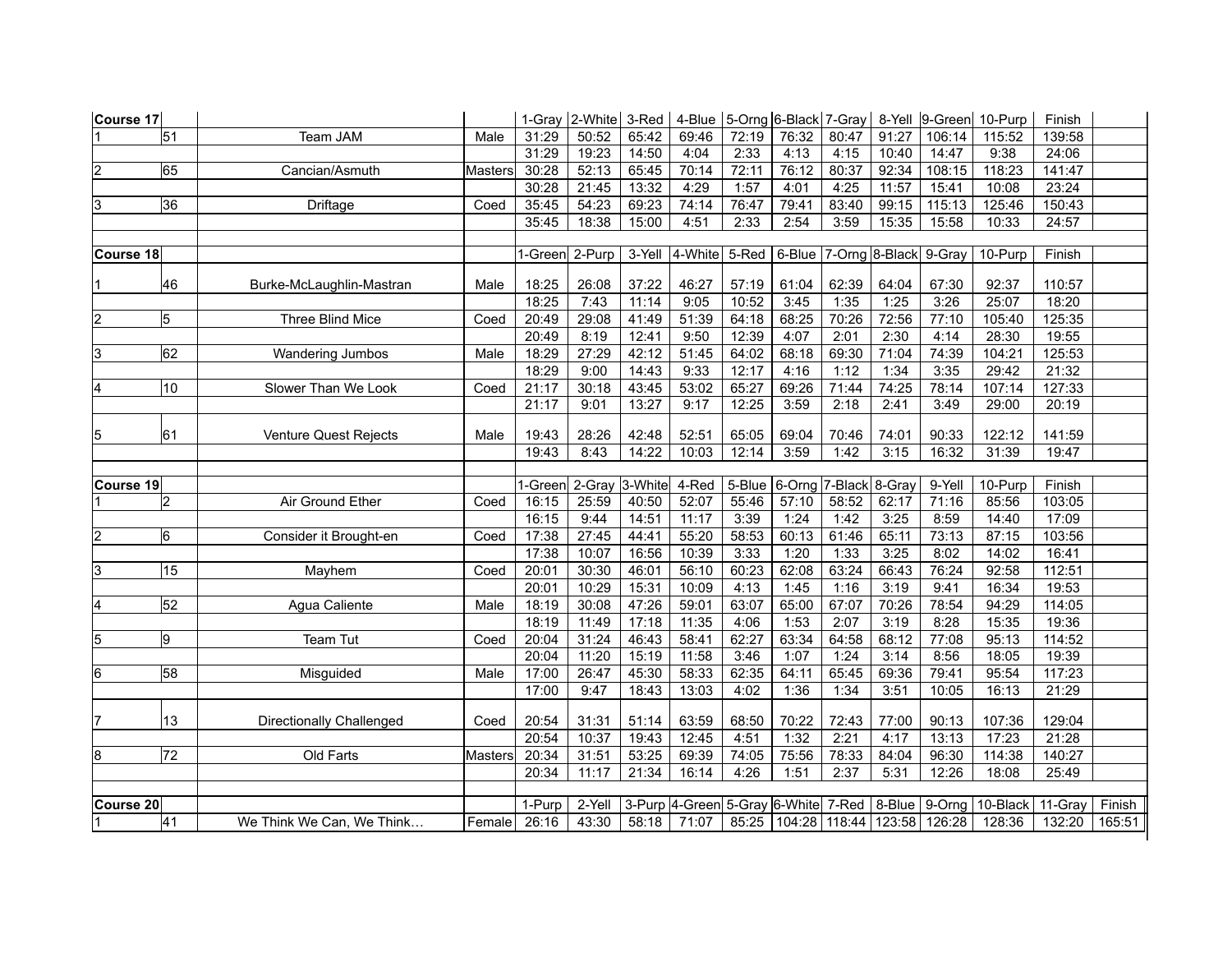| Course 17 | | | | 1-Gray | 2-White | 3-Red | 4-Blue | 5-Orng | 6-Black | 7-Gray | 8-Yell | 9-Green | 10-Purp | Finish | |
|---|---|---|---|---|---|---|---|---|---|---|---|---|---|---|---|
| 1 | 51 | Team JAM | Male | 31:29 | 50:52 | 65:42 | 69:46 | 72:19 | 76:32 | 80:47 | 91:27 | 106:14 | 115:52 | 139:58 | |
| | | | | 31:29 | 19:23 | 14:50 | 4:04 | 2:33 | 4:13 | 4:15 | 10:40 | 14:47 | 9:38 | 24:06 | |
| 2 | 65 | Cancian/Asmuth | Masters | 30:28 | 52:13 | 65:45 | 70:14 | 72:11 | 76:12 | 80:37 | 92:34 | 108:15 | 118:23 | 141:47 | |
| | | | | 30:28 | 21:45 | 13:32 | 4:29 | 1:57 | 4:01 | 4:25 | 11:57 | 15:41 | 10:08 | 23:24 | |
| 3 | 36 | Driftage | Coed | 35:45 | 54:23 | 69:23 | 74:14 | 76:47 | 79:41 | 83:40 | 99:15 | 115:13 | 125:46 | 150:43 | |
| | | | | 35:45 | 18:38 | 15:00 | 4:51 | 2:33 | 2:54 | 3:59 | 15:35 | 15:58 | 10:33 | 24:57 | |
| | | | | | | | | | | | | | | | |
| Course 18 | | | | 1-Green | 2-Purp | 3-Yell | 4-White | 5-Red | 6-Blue | 7-Orng | 8-Black | 9-Gray | 10-Purp | Finish | |
| 1 | 46 | Burke-McLaughlin-Mastran | Male | 18:25 | 26:08 | 37:22 | 46:27 | 57:19 | 61:04 | 62:39 | 64:04 | 67:30 | 92:37 | 110:57 | |
| | | | | 18:25 | 7:43 | 11:14 | 9:05 | 10:52 | 3:45 | 1:35 | 1:25 | 3:26 | 25:07 | 18:20 | |
| 2 | 5 | Three Blind Mice | Coed | 20:49 | 29:08 | 41:49 | 51:39 | 64:18 | 68:25 | 70:26 | 72:56 | 77:10 | 105:40 | 125:35 | |
| | | | | 20:49 | 8:19 | 12:41 | 9:50 | 12:39 | 4:07 | 2:01 | 2:30 | 4:14 | 28:30 | 19:55 | |
| 3 | 62 | Wandering Jumbos | Male | 18:29 | 27:29 | 42:12 | 51:45 | 64:02 | 68:18 | 69:30 | 71:04 | 74:39 | 104:21 | 125:53 | |
| | | | | 18:29 | 9:00 | 14:43 | 9:33 | 12:17 | 4:16 | 1:12 | 1:34 | 3:35 | 29:42 | 21:32 | |
| 4 | 10 | Slower Than We Look | Coed | 21:17 | 30:18 | 43:45 | 53:02 | 65:27 | 69:26 | 71:44 | 74:25 | 78:14 | 107:14 | 127:33 | |
| | | | | 21:17 | 9:01 | 13:27 | 9:17 | 12:25 | 3:59 | 2:18 | 2:41 | 3:49 | 29:00 | 20:19 | |
| 5 | 61 | Venture Quest Rejects | Male | 19:43 | 28:26 | 42:48 | 52:51 | 65:05 | 69:04 | 70:46 | 74:01 | 90:33 | 122:12 | 141:59 | |
| | | | | 19:43 | 8:43 | 14:22 | 10:03 | 12:14 | 3:59 | 1:42 | 3:15 | 16:32 | 31:39 | 19:47 | |
| | | | | | | | | | | | | | | | |
| Course 19 | | | | 1-Green | 2-Gray | 3-White | 4-Red | 5-Blue | 6-Orng | 7-Black | 8-Gray | 9-Yell | 10-Purp | Finish | |
| 1 | 2 | Air Ground Ether | Coed | 16:15 | 25:59 | 40:50 | 52:07 | 55:46 | 57:10 | 58:52 | 62:17 | 71:16 | 85:56 | 103:05 | |
| | | | | 16:15 | 9:44 | 14:51 | 11:17 | 3:39 | 1:24 | 1:42 | 3:25 | 8:59 | 14:40 | 17:09 | |
| 2 | 6 | Consider it Brought-en | Coed | 17:38 | 27:45 | 44:41 | 55:20 | 58:53 | 60:13 | 61:46 | 65:11 | 73:13 | 87:15 | 103:56 | |
| | | | | 17:38 | 10:07 | 16:56 | 10:39 | 3:33 | 1:20 | 1:33 | 3:25 | 8:02 | 14:02 | 16:41 | |
| 3 | 15 | Mayhem | Coed | 20:01 | 30:30 | 46:01 | 56:10 | 60:23 | 62:08 | 63:24 | 66:43 | 76:24 | 92:58 | 112:51 | |
| | | | | 20:01 | 10:29 | 15:31 | 10:09 | 4:13 | 1:45 | 1:16 | 3:19 | 9:41 | 16:34 | 19:53 | |
| 4 | 52 | Agua Caliente | Male | 18:19 | 30:08 | 47:26 | 59:01 | 63:07 | 65:00 | 67:07 | 70:26 | 78:54 | 94:29 | 114:05 | |
| | | | | 18:19 | 11:49 | 17:18 | 11:35 | 4:06 | 1:53 | 2:07 | 3:19 | 8:28 | 15:35 | 19:36 | |
| 5 | 9 | Team Tut | Coed | 20:04 | 31:24 | 46:43 | 58:41 | 62:27 | 63:34 | 64:58 | 68:12 | 77:08 | 95:13 | 114:52 | |
| | | | | 20:04 | 11:20 | 15:19 | 11:58 | 3:46 | 1:07 | 1:24 | 3:14 | 8:56 | 18:05 | 19:39 | |
| 6 | 58 | Misguided | Male | 17:00 | 26:47 | 45:30 | 58:33 | 62:35 | 64:11 | 65:45 | 69:36 | 79:41 | 95:54 | 117:23 | |
| | | | | 17:00 | 9:47 | 18:43 | 13:03 | 4:02 | 1:36 | 1:34 | 3:51 | 10:05 | 16:13 | 21:29 | |
| 7 | 13 | Directionally Challenged | Coed | 20:54 | 31:31 | 51:14 | 63:59 | 68:50 | 70:22 | 72:43 | 77:00 | 90:13 | 107:36 | 129:04 | |
| | | | | 20:54 | 10:37 | 19:43 | 12:45 | 4:51 | 1:32 | 2:21 | 4:17 | 13:13 | 17:23 | 21:28 | |
| 8 | 72 | Old Farts | Masters | 20:34 | 31:51 | 53:25 | 69:39 | 74:05 | 75:56 | 78:33 | 84:04 | 96:30 | 114:38 | 140:27 | |
| | | | | 20:34 | 11:17 | 21:34 | 16:14 | 4:26 | 1:51 | 2:37 | 5:31 | 12:26 | 18:08 | 25:49 | |
| | | | | | | | | | | | | | | | |
| Course 20 | | | | 1-Purp | 2-Yell | 3-Purp | 4-Green | 5-Gray | 6-White | 7-Red | 8-Blue | 9-Orng | 10-Black | 11-Gray | Finish |
| 1 | 41 | We Think We Can, We Think… | Female | 26:16 | 43:30 | 58:18 | 71:07 | 85:25 | 104:28 | 118:44 | 123:58 | 126:28 | 128:36 | 132:20 | 165:51 |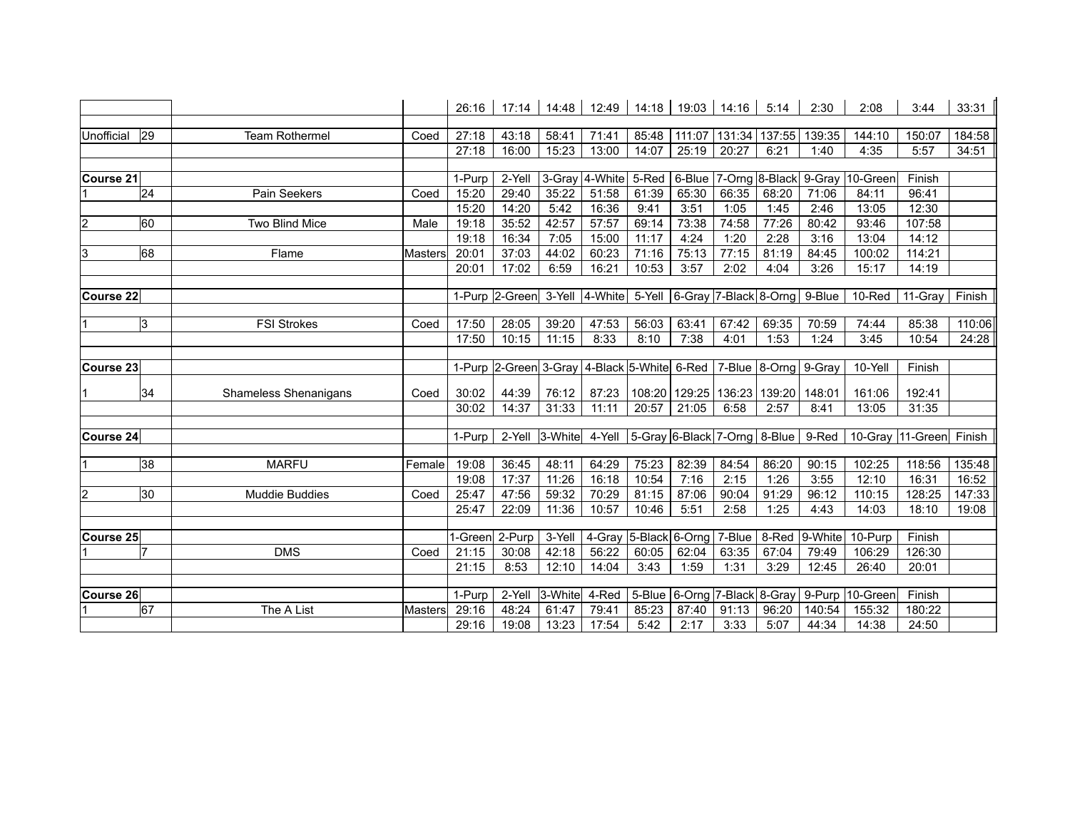| | | | | | | | | | | | | | | | |
|---|---|---|---|---|---|---|---|---|---|---|---|---|---|---|---|
| | | | | 26:16 | 17:14 | 14:48 | 12:49 | 14:18 | 19:03 | 14:16 | 5:14 | 2:30 | 2:08 | 3:44 | 33:31 |
| | | | | | | | | | | | | | | | |
| Unofficial | 29 | Team Rothermel | Coed | 27:18 | 43:18 | 58:41 | 71:41 | 85:48 | 111:07 | 131:34 | 137:55 | 139:35 | 144:10 | 150:07 | 184:58 |
| | | | | 27:18 | 16:00 | 15:23 | 13:00 | 14:07 | 25:19 | 20:27 | 6:21 | 1:40 | 4:35 | 5:57 | 34:51 |
| | | | | | | | | | | | | | | | |
| **Course 21** | | | | 1-Purp | 2-Yell | 3-Gray | 4-White | 5-Red | 6-Blue | 7-Orng | 8-Black | 9-Gray | 10-Green | Finish | |
| 1 | 24 | Pain Seekers | Coed | 15:20 | 29:40 | 35:22 | 51:58 | 61:39 | 65:30 | 66:35 | 68:20 | 71:06 | 84:11 | 96:41 | |
| | | | | 15:20 | 14:20 | 5:42 | 16:36 | 9:41 | 3:51 | 1:05 | 1:45 | 2:46 | 13:05 | 12:30 | |
| 2 | 60 | Two Blind Mice | Male | 19:18 | 35:52 | 42:57 | 57:57 | 69:14 | 73:38 | 74:58 | 77:26 | 80:42 | 93:46 | 107:58 | |
| | | | | 19:18 | 16:34 | 7:05 | 15:00 | 11:17 | 4:24 | 1:20 | 2:28 | 3:16 | 13:04 | 14:12 | |
| 3 | 68 | Flame | Masters | 20:01 | 37:03 | 44:02 | 60:23 | 71:16 | 75:13 | 77:15 | 81:19 | 84:45 | 100:02 | 114:21 | |
| | | | | 20:01 | 17:02 | 6:59 | 16:21 | 10:53 | 3:57 | 2:02 | 4:04 | 3:26 | 15:17 | 14:19 | |
| | | | | | | | | | | | | | | | |
| **Course 22** | | | | 1-Purp | 2-Green | 3-Yell | 4-White | 5-Yell | 6-Gray | 7-Black | 8-Orng | 9-Blue | 10-Red | 11-Gray | Finish |
| | | | | | | | | | | | | | | | |
| 1 | 3 | FSI Strokes | Coed | 17:50 | 28:05 | 39:20 | 47:53 | 56:03 | 63:41 | 67:42 | 69:35 | 70:59 | 74:44 | 85:38 | 110:06 |
| | | | | 17:50 | 10:15 | 11:15 | 8:33 | 8:10 | 7:38 | 4:01 | 1:53 | 1:24 | 3:45 | 10:54 | 24:28 |
| | | | | | | | | | | | | | | | |
| **Course 23** | | | | 1-Purp | 2-Green | 3-Gray | 4-Black | 5-White | 6-Red | 7-Blue | 8-Orng | 9-Gray | 10-Yell | Finish | |
| 1 | 34 | Shameless Shenanigans | Coed | 30:02 | 44:39 | 76:12 | 87:23 | 108:20 | 129:25 | 136:23 | 139:20 | 148:01 | 161:06 | 192:41 | |
| | | | | 30:02 | 14:37 | 31:33 | 11:11 | 20:57 | 21:05 | 6:58 | 2:57 | 8:41 | 13:05 | 31:35 | |
| | | | | | | | | | | | | | | | |
| **Course 24** | | | | 1-Purp | 2-Yell | 3-White | 4-Yell | 5-Gray | 6-Black | 7-Orng | 8-Blue | 9-Red | 10-Gray | 11-Green | Finish |
| | | | | | | | | | | | | | | | |
| 1 | 38 | MARFU | Female | 19:08 | 36:45 | 48:11 | 64:29 | 75:23 | 82:39 | 84:54 | 86:20 | 90:15 | 102:25 | 118:56 | 135:48 |
| | | | | 19:08 | 17:37 | 11:26 | 16:18 | 10:54 | 7:16 | 2:15 | 1:26 | 3:55 | 12:10 | 16:31 | 16:52 |
| 2 | 30 | Muddie Buddies | Coed | 25:47 | 47:56 | 59:32 | 70:29 | 81:15 | 87:06 | 90:04 | 91:29 | 96:12 | 110:15 | 128:25 | 147:33 |
| | | | | 25:47 | 22:09 | 11:36 | 10:57 | 10:46 | 5:51 | 2:58 | 1:25 | 4:43 | 14:03 | 18:10 | 19:08 |
| | | | | | | | | | | | | | | | |
| **Course 25** | | | | 1-Green | 2-Purp | 3-Yell | 4-Gray | 5-Black | 6-Orng | 7-Blue | 8-Red | 9-White | 10-Purp | Finish | |
| 1 | 7 | DMS | Coed | 21:15 | 30:08 | 42:18 | 56:22 | 60:05 | 62:04 | 63:35 | 67:04 | 79:49 | 106:29 | 126:30 | |
| | | | | 21:15 | 8:53 | 12:10 | 14:04 | 3:43 | 1:59 | 1:31 | 3:29 | 12:45 | 26:40 | 20:01 | |
| | | | | | | | | | | | | | | | |
| **Course 26** | | | | 1-Purp | 2-Yell | 3-White | 4-Red | 5-Blue | 6-Orng | 7-Black | 8-Gray | 9-Purp | 10-Green | Finish | |
| 1 | 67 | The A List | Masters | 29:16 | 48:24 | 61:47 | 79:41 | 85:23 | 87:40 | 91:13 | 96:20 | 140:54 | 155:32 | 180:22 | |
| | | | | 29:16 | 19:08 | 13:23 | 17:54 | 5:42 | 2:17 | 3:33 | 5:07 | 44:34 | 14:38 | 24:50 | |